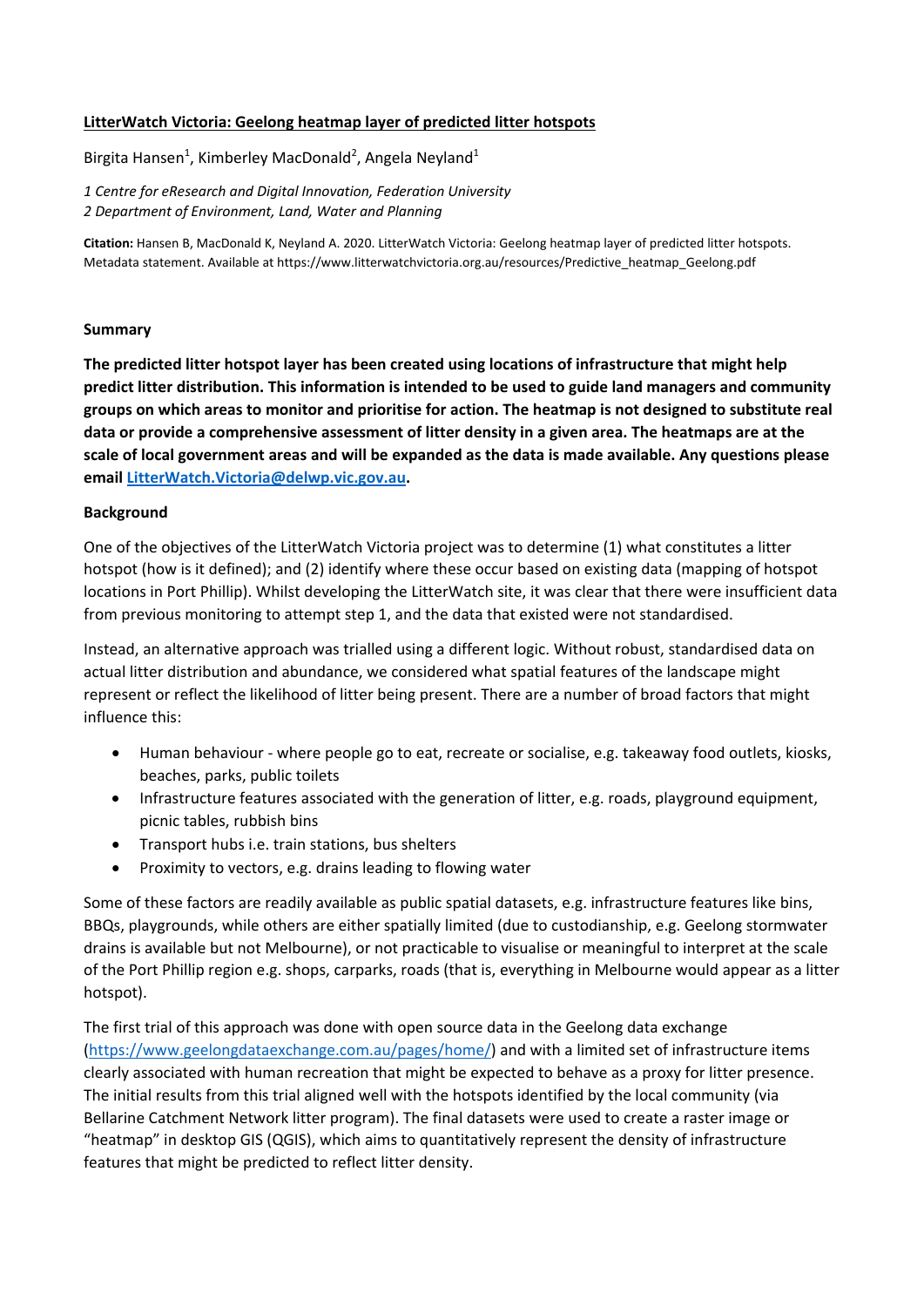# LitterWatch Victoria: Geelong heatmap layer of predicted litter hotspots

Birgita Hansen[1], Kimberley MacDonald[2], Angela Neyland[1]

*1 Centre for eResearch and Digital Innovation, Federation University*
*2 Department of Environment, Land, Water and Planning*

**Citation:** Hansen B, MacDonald K, Neyland A. 2020. LitterWatch Victoria: Geelong heatmap layer of predicted litter hotspots. Metadata statement. Available at https://www.litterwatchvictoria.org.au/resources/Predictive_heatmap_Geelong.pdf

## Summary

**The predicted litter hotspot layer has been created using locations of infrastructure that might help predict litter distribution. This information is intended to be used to guide land managers and community groups on which areas to monitor and prioritise for action. The heatmap is not designed to substitute real data or provide a comprehensive assessment of litter density in a given area. The heatmaps are at the scale of local government areas and will be expanded as the data is made available. Any questions please email [LitterWatch.Victoria@delwp.vic.gov.au](mailto:LitterWatch.Victoria@delwp.vic.gov.au).**

## Background

One of the objectives of the LitterWatch Victoria project was to determine (1) what constitutes a litter hotspot (how is it defined); and (2) identify where these occur based on existing data (mapping of hotspot locations in Port Phillip). Whilst developing the LitterWatch site, it was clear that there were insufficient data from previous monitoring to attempt step 1, and the data that existed were not standardised.

Instead, an alternative approach was trialled using a different logic. Without robust, standardised data on actual litter distribution and abundance, we considered what spatial features of the landscape might represent or reflect the likelihood of litter being present. There are a number of broad factors that might influence this:

- Human behaviour - where people go to eat, recreate or socialise, e.g. takeaway food outlets, kiosks, beaches, parks, public toilets
- Infrastructure features associated with the generation of litter, e.g. roads, playground equipment, picnic tables, rubbish bins
- Transport hubs i.e. train stations, bus shelters
- Proximity to vectors, e.g. drains leading to flowing water

Some of these factors are readily available as public spatial datasets, e.g. infrastructure features like bins, BBQs, playgrounds, while others are either spatially limited (due to custodianship, e.g. Geelong stormwater drains is available but not Melbourne), or not practicable to visualise or meaningful to interpret at the scale of the Port Phillip region e.g. shops, carparks, roads (that is, everything in Melbourne would appear as a litter hotspot).

The first trial of this approach was done with open source data in the Geelong data exchange ([https://www.geelongdataexchange.com.au/pages/home/](https://www.geelongdataexchange.com.au/pages/home/)) and with a limited set of infrastructure items clearly associated with human recreation that might be expected to behave as a proxy for litter presence. The initial results from this trial aligned well with the hotspots identified by the local community (via Bellarine Catchment Network litter program). The final datasets were used to create a raster image or "heatmap" in desktop GIS (QGIS), which aims to quantitatively represent the density of infrastructure features that might be predicted to reflect litter density.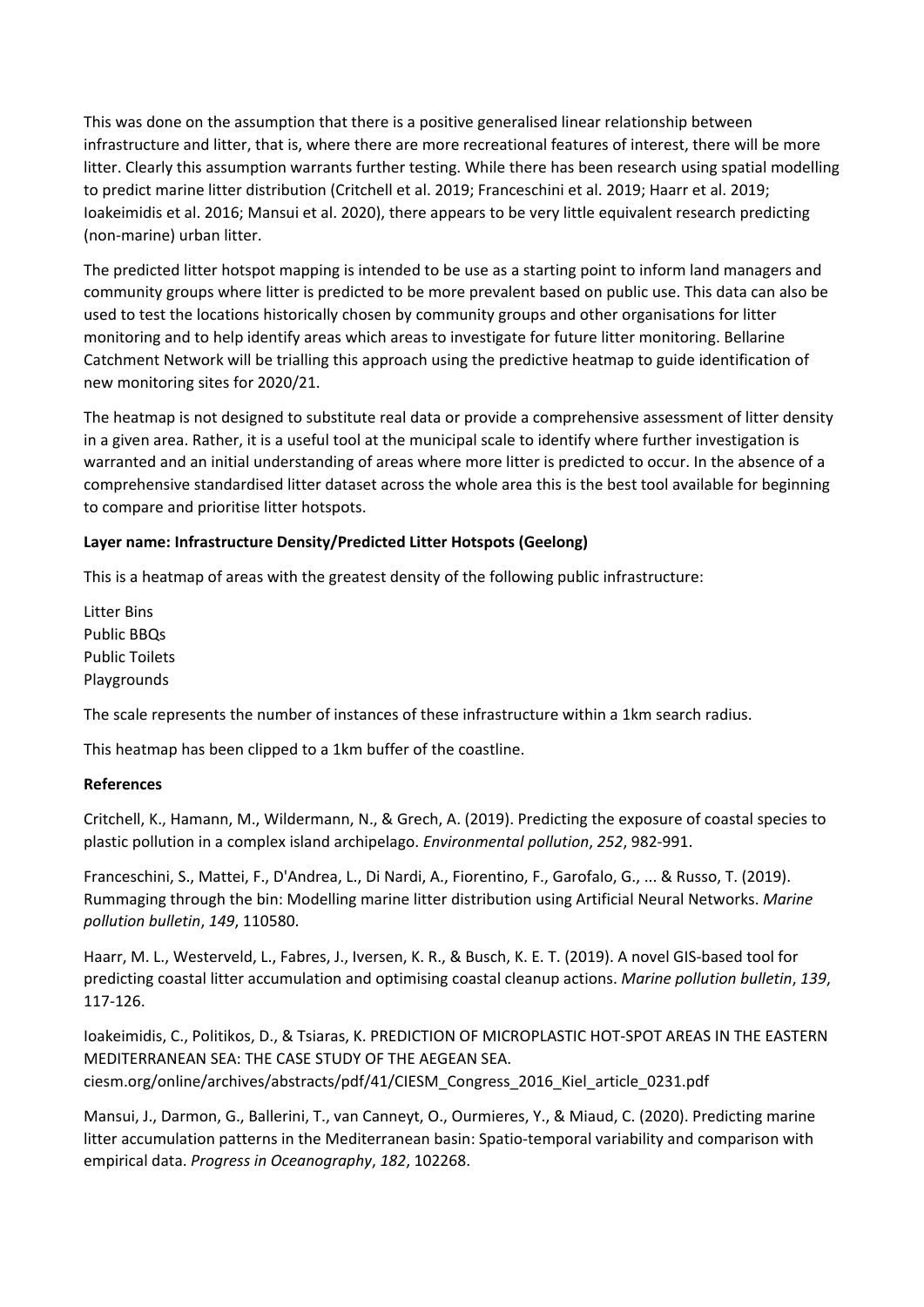This was done on the assumption that there is a positive generalised linear relationship between infrastructure and litter, that is, where there are more recreational features of interest, there will be more litter. Clearly this assumption warrants further testing. While there has been research using spatial modelling to predict marine litter distribution (Critchell et al. 2019; Franceschini et al. 2019; Haarr et al. 2019; Ioakeimidis et al. 2016; Mansui et al. 2020), there appears to be very little equivalent research predicting (non-marine) urban litter.

The predicted litter hotspot mapping is intended to be use as a starting point to inform land managers and community groups where litter is predicted to be more prevalent based on public use. This data can also be used to test the locations historically chosen by community groups and other organisations for litter monitoring and to help identify areas which areas to investigate for future litter monitoring. Bellarine Catchment Network will be trialling this approach using the predictive heatmap to guide identification of new monitoring sites for 2020/21.

The heatmap is not designed to substitute real data or provide a comprehensive assessment of litter density in a given area. Rather, it is a useful tool at the municipal scale to identify where further investigation is warranted and an initial understanding of areas where more litter is predicted to occur. In the absence of a comprehensive standardised litter dataset across the whole area this is the best tool available for beginning to compare and prioritise litter hotspots.

**Layer name: Infrastructure Density/Predicted Litter Hotspots (Geelong)**

This is a heatmap of areas with the greatest density of the following public infrastructure:

Litter Bins
Public BBQs
Public Toilets
Playgrounds

The scale represents the number of instances of these infrastructure within a 1km search radius.

This heatmap has been clipped to a 1km buffer of the coastline.

**References**

Critchell, K., Hamann, M., Wildermann, N., & Grech, A. (2019). Predicting the exposure of coastal species to plastic pollution in a complex island archipelago. *Environmental pollution*, *252*, 982-991.

Franceschini, S., Mattei, F., D'Andrea, L., Di Nardi, A., Fiorentino, F., Garofalo, G., ... & Russo, T. (2019). Rummaging through the bin: Modelling marine litter distribution using Artificial Neural Networks. *Marine pollution bulletin*, *149*, 110580.

Haarr, M. L., Westerveld, L., Fabres, J., Iversen, K. R., & Busch, K. E. T. (2019). A novel GIS-based tool for predicting coastal litter accumulation and optimising coastal cleanup actions. *Marine pollution bulletin*, *139*, 117-126.

Ioakeimidis, C., Politikos, D., & Tsiaras, K. PREDICTION OF MICROPLASTIC HOT-SPOT AREAS IN THE EASTERN MEDITERRANEAN SEA: THE CASE STUDY OF THE AEGEAN SEA. ciesm.org/online/archives/abstracts/pdf/41/CIESM_Congress_2016_Kiel_article_0231.pdf

Mansui, J., Darmon, G., Ballerini, T., van Canneyt, O., Ourmieres, Y., & Miaud, C. (2020). Predicting marine litter accumulation patterns in the Mediterranean basin: Spatio-temporal variability and comparison with empirical data. *Progress in Oceanography*, *182*, 102268.